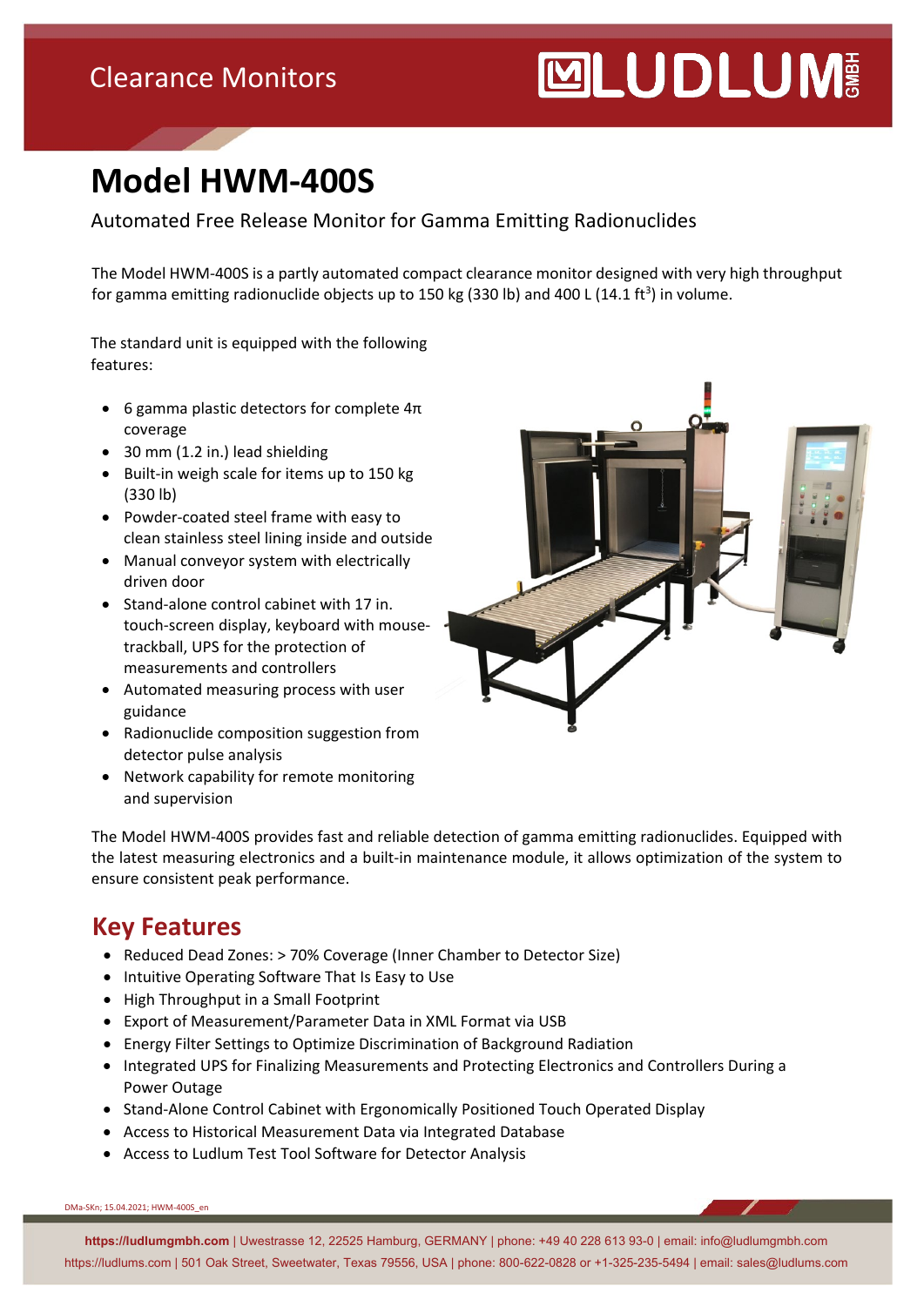Clearance Monitors

# Model HWM-400S

Automated Free Release Monitor for Gamma Emitting Radionuclides

The Model HWM-400S is a partly automated compact clearance monitor designed with very high throughput for gamma emitting radionuclide objects up to 150 kg (330 lb) and 400 L (14.1 ft$^3$) in volume.

The standard unit is equipped with the following features:

- 6 gamma plastic detectors for complete 4π coverage
- 30 mm (1.2 in.) lead shielding
- Built-in weigh scale for items up to 150 kg (330 lb)
- Powder-coated steel frame with easy to clean stainless steel lining inside and outside
- Manual conveyor system with electrically driven door
- Stand-alone control cabinet with 17 in. touch-screen display, keyboard with mouse-trackball, UPS for the protection of measurements and controllers
- Automated measuring process with user guidance
- Radionuclide composition suggestion from detector pulse analysis
- Network capability for remote monitoring and supervision

The Model HWM-400S provides fast and reliable detection of gamma emitting radionuclides. Equipped with the latest measuring electronics and a built-in maintenance module, it allows optimization of the system to ensure consistent peak performance.

## Key Features

- Reduced Dead Zones: > 70% Coverage (Inner Chamber to Detector Size)
- Intuitive Operating Software That Is Easy to Use
- High Throughput in a Small Footprint
- Export of Measurement/Parameter Data in XML Format via USB
- Energy Filter Settings to Optimize Discrimination of Background Radiation
- Integrated UPS for Finalizing Measurements and Protecting Electronics and Controllers During a Power Outage
- Stand-Alone Control Cabinet with Ergonomically Positioned Touch Operated Display
- Access to Historical Measurement Data via Integrated Database
- Access to Ludlum Test Tool Software for Detector Analysis

DMa-SKn; 15.04.2021; HWM-400S_en

**https://ludlumgmbh.com** | Uwestrasse 12, 22525 Hamburg, GERMANY | phone: +49 40 228 613 93-0 | email: info@ludlumgmbh.com
https://ludlums.com | 501 Oak Street, Sweetwater, Texas 79556, USA | phone: 800-622-0828 or +1-325-235-5494 | email: sales@ludlums.com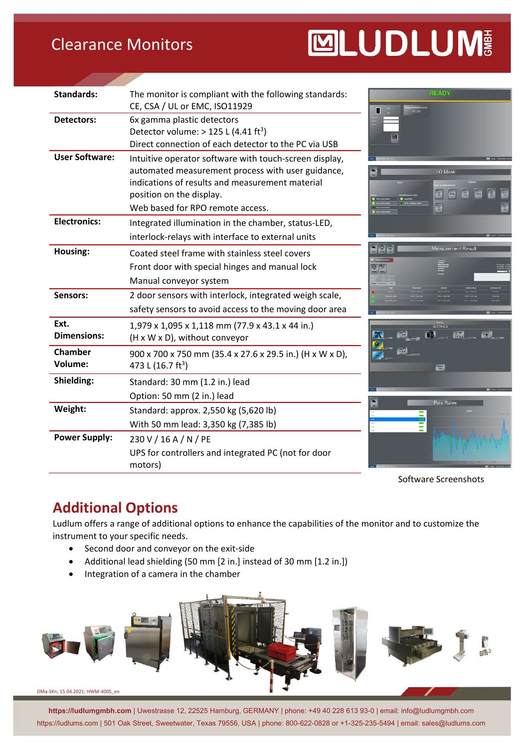| | |
|---|---|
| **Standards:** | The monitor is compliant with the following standards: CE, CSA / UL or EMC, ISO11929 |
| **Detectors:** | 6x gamma plastic detectors<br>Detector volume: > 125 L (4.41 ft$^3$)<br>Direct connection of each detector to the PC via USB |
| **User Software:** | Intuitive operator software with touch-screen display, automated measurement process with user guidance, indications of results and measurement material position on the display.<br>Web based for RPO remote access. |
| **Electronics:** | Integrated illumination in the chamber, status-LED, interlock-relays with interface to external units |
| **Housing:** | Coated steel frame with stainless steel covers<br>Front door with special hinges and manual lock<br>Manual conveyor system |
| **Sensors:** | 2 door sensors with interlock, integrated weigh scale, safety sensors to avoid access to the moving door area |
| **Ext. Dimensions:** | 1,979 x 1,095 x 1,118 mm (77.9 x 43.1 x 44 in.)<br>(H x W x D), without conveyor |
| **Chamber Volume:** | 900 x 700 x 750 mm (35.4 x 27.6 x 29.5 in.) (H x W x D), 473 L (16.7 ft$^3$) |
| **Shielding:** | Standard: 30 mm (1.2 in.) lead<br>Option: 50 mm (2 in.) lead |
| **Weight:** | Standard: approx. 2,550 kg (5,620 lb)<br>With 50 mm lead: 3,350 kg (7,385 lb) |
| **Power Supply:** | 230 V / 16 A / N / PE<br>UPS for controllers and integrated PC (not for door motors) |

Software Screenshots

## Additional Options

Ludlum offers a range of additional options to enhance the capabilities of the monitor and to customize the instrument to your specific needs.

- Second door and conveyor on the exit-side
- Additional lead shielding (50 mm [2 in.] instead of 30 mm [1.2 in.])
- Integration of a camera in the chamber

DMa-SKn; 15.04.2021; HWM-400S_en

**https://ludlumgmbh.com** | Uwestrasse 12, 22525 Hamburg, GERMANY | phone: +49 40 228 613 93-0 | email: info@ludlumgmbh.com
https://ludlums.com | 501 Oak Street, Sweetwater, Texas 79556, USA | phone: 800-622-0828 or +1-325-235-5494 | email: sales@ludlums.com